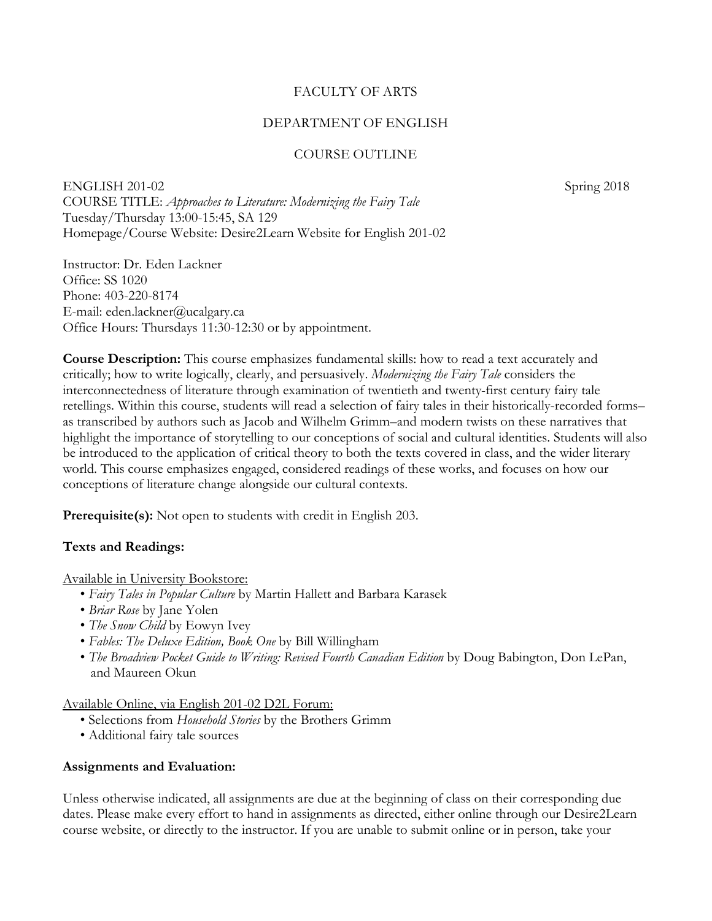FACULTY OF ARTS

DEPARTMENT OF ENGLISH

COURSE OUTLINE

ENGLISH 201-02 Spring 2018

COURSE TITLE: *Approaches to Literature: Modernizing the Fairy Tale*
Tuesday/Thursday 13:00-15:45, SA 129
Homepage/Course Website: Desire2Learn Website for English 201-02

Instructor: Dr. Eden Lackner
Office: SS 1020
Phone: 403-220-8174
E-mail: eden.lackner@ucalgary.ca
Office Hours: Thursdays 11:30-12:30 or by appointment.

**Course Description:** This course emphasizes fundamental skills: how to read a text accurately and critically; how to write logically, clearly, and persuasively. *Modernizing the Fairy Tale* considers the interconnectedness of literature through examination of twentieth and twenty-first century fairy tale retellings. Within this course, students will read a selection of fairy tales in their historically-recorded forms–as transcribed by authors such as Jacob and Wilhelm Grimm–and modern twists on these narratives that highlight the importance of storytelling to our conceptions of social and cultural identities. Students will also be introduced to the application of critical theory to both the texts covered in class, and the wider literary world. This course emphasizes engaged, considered readings of these works, and focuses on how our conceptions of literature change alongside our cultural contexts.

**Prerequisite(s):** Not open to students with credit in English 203.

**Texts and Readings:**

Available in University Bookstore:

- *Fairy Tales in Popular Culture* by Martin Hallett and Barbara Karasek
- *Briar Rose* by Jane Yolen
- *The Snow Child* by Eowyn Ivey
- *Fables: The Deluxe Edition, Book One* by Bill Willingham
- *The Broadview Pocket Guide to Writing: Revised Fourth Canadian Edition* by Doug Babington, Don LePan, and Maureen Okun

Available Online, via English 201-02 D2L Forum:

- Selections from *Household Stories* by the Brothers Grimm
- Additional fairy tale sources

**Assignments and Evaluation:**

Unless otherwise indicated, all assignments are due at the beginning of class on their corresponding due dates. Please make every effort to hand in assignments as directed, either online through our Desire2Learn course website, or directly to the instructor. If you are unable to submit online or in person, take your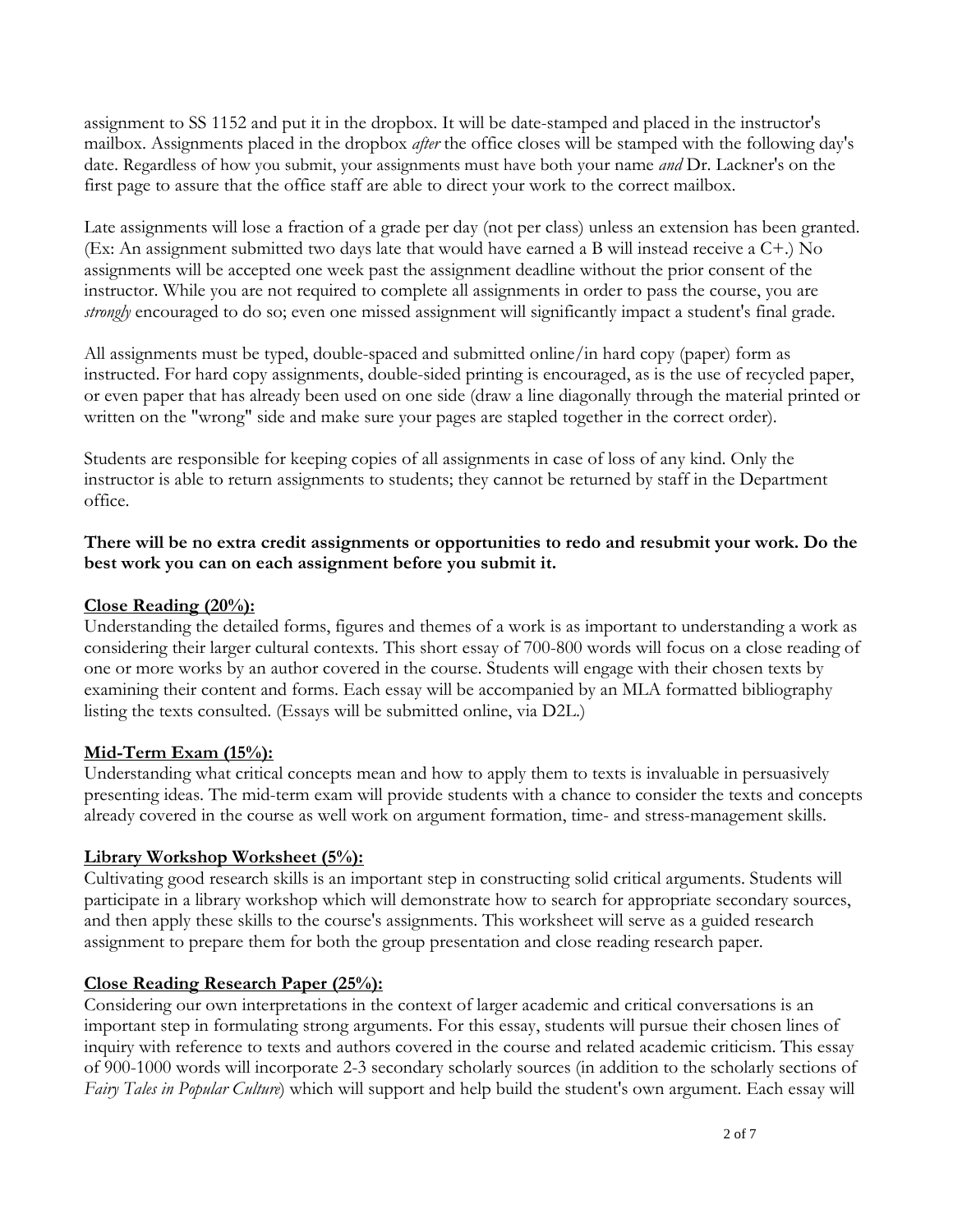assignment to SS 1152 and put it in the dropbox. It will be date-stamped and placed in the instructor's mailbox. Assignments placed in the dropbox *after* the office closes will be stamped with the following day's date. Regardless of how you submit, your assignments must have both your name *and* Dr. Lackner's on the first page to assure that the office staff are able to direct your work to the correct mailbox.

Late assignments will lose a fraction of a grade per day (not per class) unless an extension has been granted. (Ex: An assignment submitted two days late that would have earned a B will instead receive a C+.) No assignments will be accepted one week past the assignment deadline without the prior consent of the instructor. While you are not required to complete all assignments in order to pass the course, you are *strongly* encouraged to do so; even one missed assignment will significantly impact a student's final grade.

All assignments must be typed, double-spaced and submitted online/in hard copy (paper) form as instructed. For hard copy assignments, double-sided printing is encouraged, as is the use of recycled paper, or even paper that has already been used on one side (draw a line diagonally through the material printed or written on the "wrong" side and make sure your pages are stapled together in the correct order).

Students are responsible for keeping copies of all assignments in case of loss of any kind. Only the instructor is able to return assignments to students; they cannot be returned by staff in the Department office.

**There will be no extra credit assignments or opportunities to redo and resubmit your work. Do the best work you can on each assignment before you submit it.**

**Close Reading (20%):**
Understanding the detailed forms, figures and themes of a work is as important to understanding a work as considering their larger cultural contexts. This short essay of 700-800 words will focus on a close reading of one or more works by an author covered in the course. Students will engage with their chosen texts by examining their content and forms. Each essay will be accompanied by an MLA formatted bibliography listing the texts consulted. (Essays will be submitted online, via D2L.)

**Mid-Term Exam (15%):**
Understanding what critical concepts mean and how to apply them to texts is invaluable in persuasively presenting ideas. The mid-term exam will provide students with a chance to consider the texts and concepts already covered in the course as well work on argument formation, time- and stress-management skills.

**Library Workshop Worksheet (5%):**
Cultivating good research skills is an important step in constructing solid critical arguments. Students will participate in a library workshop which will demonstrate how to search for appropriate secondary sources, and then apply these skills to the course's assignments. This worksheet will serve as a guided research assignment to prepare them for both the group presentation and close reading research paper.

**Close Reading Research Paper (25%):**
Considering our own interpretations in the context of larger academic and critical conversations is an important step in formulating strong arguments. For this essay, students will pursue their chosen lines of inquiry with reference to texts and authors covered in the course and related academic criticism. This essay of 900-1000 words will incorporate 2-3 secondary scholarly sources (in addition to the scholarly sections of *Fairy Tales in Popular Culture*) which will support and help build the student's own argument. Each essay will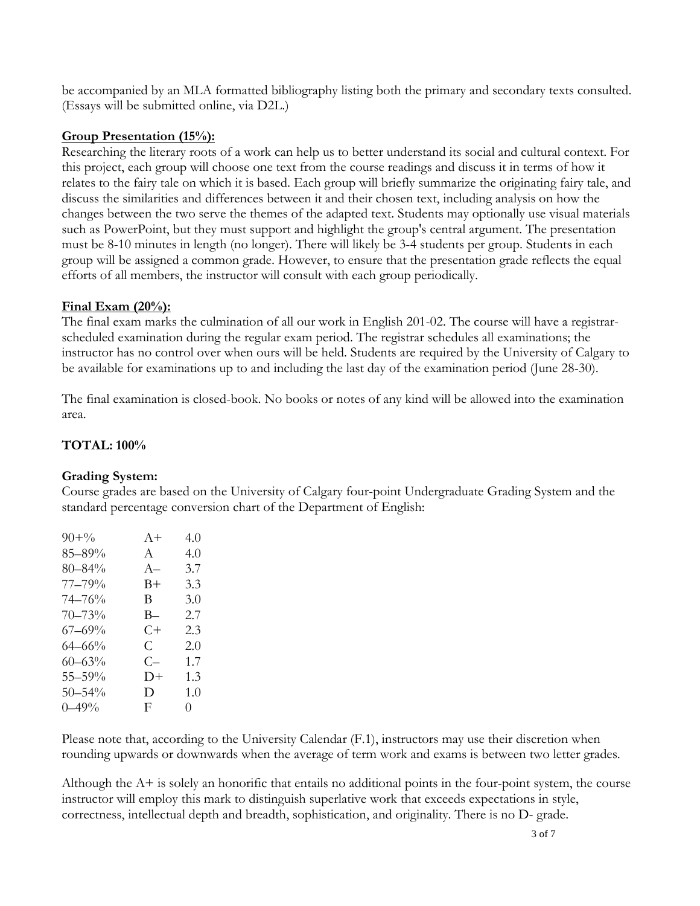be accompanied by an MLA formatted bibliography listing both the primary and secondary texts consulted. (Essays will be submitted online, via D2L.)

**Group Presentation (15%):**

Researching the literary roots of a work can help us to better understand its social and cultural context. For this project, each group will choose one text from the course readings and discuss it in terms of how it relates to the fairy tale on which it is based. Each group will briefly summarize the originating fairy tale, and discuss the similarities and differences between it and their chosen text, including analysis on how the changes between the two serve the themes of the adapted text. Students may optionally use visual materials such as PowerPoint, but they must support and highlight the group's central argument. The presentation must be 8-10 minutes in length (no longer). There will likely be 3-4 students per group. Students in each group will be assigned a common grade. However, to ensure that the presentation grade reflects the equal efforts of all members, the instructor will consult with each group periodically.

**Final Exam (20%):**

The final exam marks the culmination of all our work in English 201-02. The course will have a registrar-scheduled examination during the regular exam period. The registrar schedules all examinations; the instructor has no control over when ours will be held. Students are required by the University of Calgary to be available for examinations up to and including the last day of the examination period (June 28-30).

The final examination is closed-book. No books or notes of any kind will be allowed into the examination area.

**TOTAL: 100%**

**Grading System:**

Course grades are based on the University of Calgary four-point Undergraduate Grading System and the standard percentage conversion chart of the Department of English:

| Percentage | Letter | Points |
|---|---|---|
| 90+% | A+ | 4.0 |
| 85–89% | A | 4.0 |
| 80–84% | A– | 3.7 |
| 77–79% | B+ | 3.3 |
| 74–76% | B | 3.0 |
| 70–73% | B– | 2.7 |
| 67–69% | C+ | 2.3 |
| 64–66% | C | 2.0 |
| 60–63% | C– | 1.7 |
| 55–59% | D+ | 1.3 |
| 50–54% | D | 1.0 |
| 0–49% | F | 0 |

Please note that, according to the University Calendar (F.1), instructors may use their discretion when rounding upwards or downwards when the average of term work and exams is between two letter grades.

Although the A+ is solely an honorific that entails no additional points in the four-point system, the course instructor will employ this mark to distinguish superlative work that exceeds expectations in style, correctness, intellectual depth and breadth, sophistication, and originality. There is no D- grade.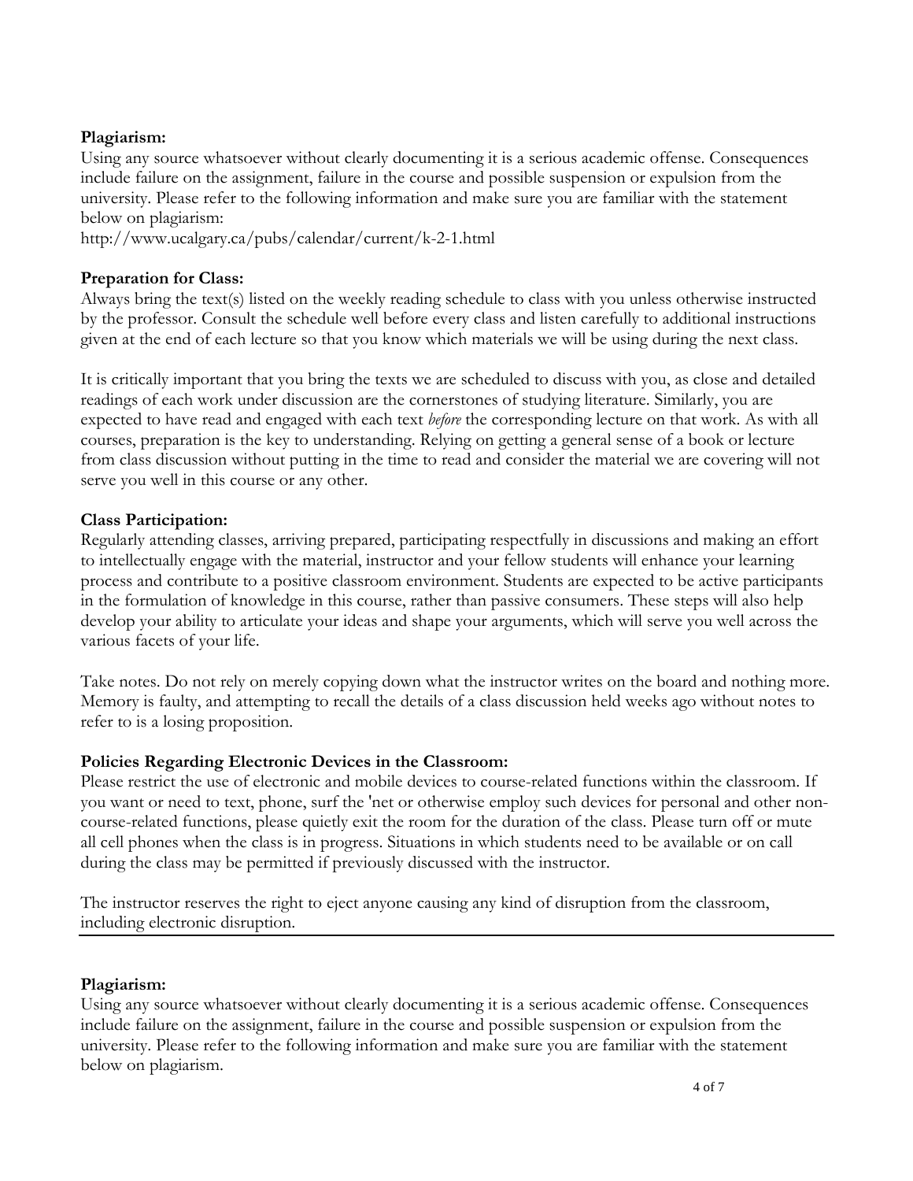**Plagiarism:**
Using any source whatsoever without clearly documenting it is a serious academic offense. Consequences include failure on the assignment, failure in the course and possible suspension or expulsion from the university. Please refer to the following information and make sure you are familiar with the statement below on plagiarism:
http://www.ucalgary.ca/pubs/calendar/current/k-2-1.html

**Preparation for Class:**
Always bring the text(s) listed on the weekly reading schedule to class with you unless otherwise instructed by the professor. Consult the schedule well before every class and listen carefully to additional instructions given at the end of each lecture so that you know which materials we will be using during the next class.

It is critically important that you bring the texts we are scheduled to discuss with you, as close and detailed readings of each work under discussion are the cornerstones of studying literature. Similarly, you are expected to have read and engaged with each text *before* the corresponding lecture on that work. As with all courses, preparation is the key to understanding. Relying on getting a general sense of a book or lecture from class discussion without putting in the time to read and consider the material we are covering will not serve you well in this course or any other.

**Class Participation:**
Regularly attending classes, arriving prepared, participating respectfully in discussions and making an effort to intellectually engage with the material, instructor and your fellow students will enhance your learning process and contribute to a positive classroom environment. Students are expected to be active participants in the formulation of knowledge in this course, rather than passive consumers. These steps will also help develop your ability to articulate your ideas and shape your arguments, which will serve you well across the various facets of your life.

Take notes. Do not rely on merely copying down what the instructor writes on the board and nothing more. Memory is faulty, and attempting to recall the details of a class discussion held weeks ago without notes to refer to is a losing proposition.

**Policies Regarding Electronic Devices in the Classroom:**
Please restrict the use of electronic and mobile devices to course-related functions within the classroom. If you want or need to text, phone, surf the 'net or otherwise employ such devices for personal and other non-course-related functions, please quietly exit the room for the duration of the class. Please turn off or mute all cell phones when the class is in progress. Situations in which students need to be available or on call during the class may be permitted if previously discussed with the instructor.

The instructor reserves the right to eject anyone causing any kind of disruption from the classroom, including electronic disruption.

---

**Plagiarism:**
Using any source whatsoever without clearly documenting it is a serious academic offense. Consequences include failure on the assignment, failure in the course and possible suspension or expulsion from the university. Please refer to the following information and make sure you are familiar with the statement below on plagiarism.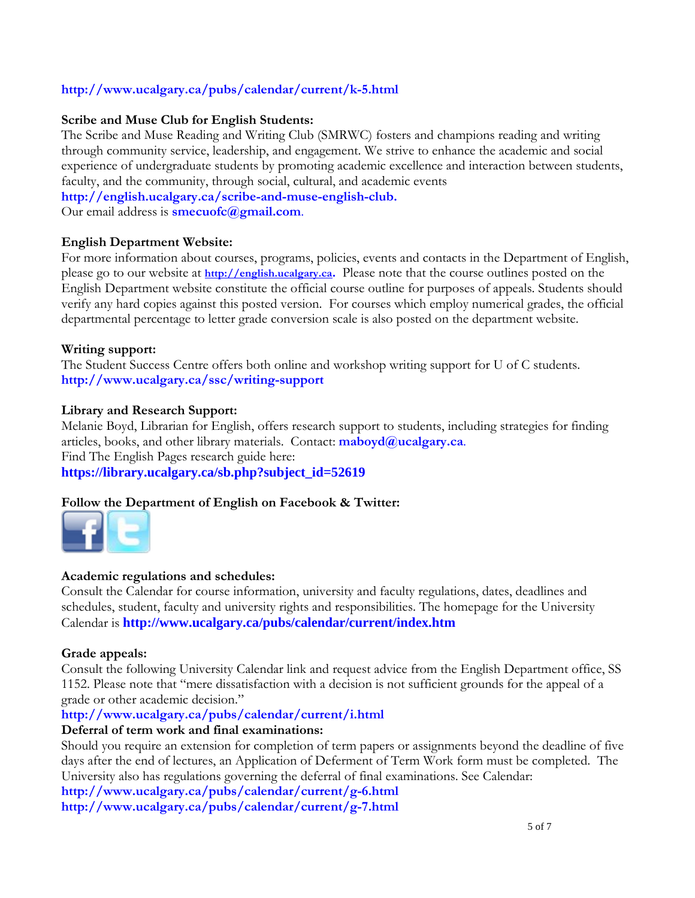http://www.ucalgary.ca/pubs/calendar/current/k-5.html

**Scribe and Muse Club for English Students:**
The Scribe and Muse Reading and Writing Club (SMRWC) fosters and champions reading and writing through community service, leadership, and engagement. We strive to enhance the academic and social experience of undergraduate students by promoting academic excellence and interaction between students, faculty, and the community, through social, cultural, and academic events
**http://english.ucalgary.ca/scribe-and-muse-english-club.**
Our email address is **smecuofc@gmail.com**.

**English Department Website:**
For more information about courses, programs, policies, events and contacts in the Department of English, please go to our website at **http://english.ucalgary.ca**. Please note that the course outlines posted on the English Department website constitute the official course outline for purposes of appeals. Students should verify any hard copies against this posted version. For courses which employ numerical grades, the official departmental percentage to letter grade conversion scale is also posted on the department website.

**Writing support:**
The Student Success Centre offers both online and workshop writing support for U of C students.
**http://www.ucalgary.ca/ssc/writing-support**

**Library and Research Support:**
Melanie Boyd, Librarian for English, offers research support to students, including strategies for finding articles, books, and other library materials. Contact: **maboyd@ucalgary.ca**.
Find The English Pages research guide here:
**https://library.ucalgary.ca/sb.php?subject_id=52619**

**Follow the Department of English on Facebook & Twitter:**

**Academic regulations and schedules:**
Consult the Calendar for course information, university and faculty regulations, dates, deadlines and schedules, student, faculty and university rights and responsibilities. The homepage for the University Calendar is **http://www.ucalgary.ca/pubs/calendar/current/index.htm**

**Grade appeals:**
Consult the following University Calendar link and request advice from the English Department office, SS 1152. Please note that "mere dissatisfaction with a decision is not sufficient grounds for the appeal of a grade or other academic decision."
**http://www.ucalgary.ca/pubs/calendar/current/i.html**

**Deferral of term work and final examinations:**
Should you require an extension for completion of term papers or assignments beyond the deadline of five days after the end of lectures, an Application of Deferment of Term Work form must be completed. The University also has regulations governing the deferral of final examinations. See Calendar:
**http://www.ucalgary.ca/pubs/calendar/current/g-6.html**
**http://www.ucalgary.ca/pubs/calendar/current/g-7.html**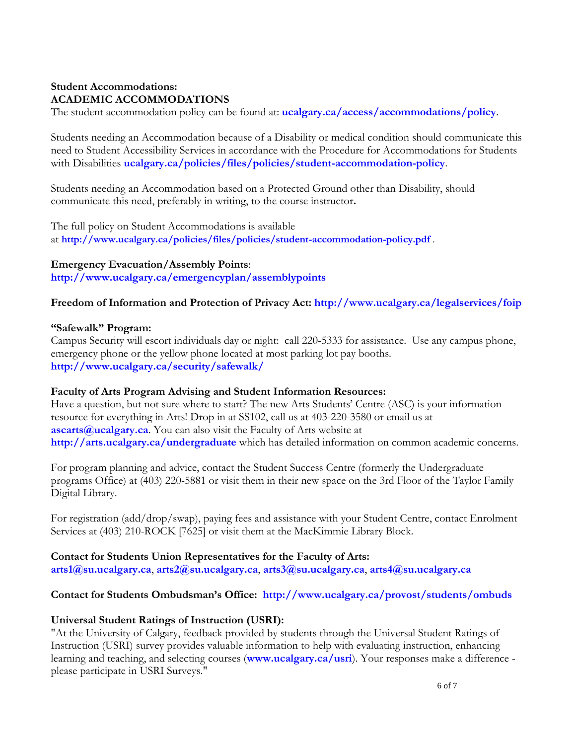**Student Accommodations:**
**ACADEMIC ACCOMMODATIONS**
The student accommodation policy can be found at: **ucalgary.ca/access/accommodations/policy**.

Students needing an Accommodation because of a Disability or medical condition should communicate this need to Student Accessibility Services in accordance with the Procedure for Accommodations for Students with Disabilities **ucalgary.ca/policies/files/policies/student-accommodation-policy**.

Students needing an Accommodation based on a Protected Ground other than Disability, should communicate this need, preferably in writing, to the course instructor**.**

The full policy on Student Accommodations is available at **http://www.ucalgary.ca/policies/files/policies/student-accommodation-policy.pdf** .

**Emergency Evacuation/Assembly Points**:
**http://www.ucalgary.ca/emergencyplan/assemblypoints**

**Freedom of Information and Protection of Privacy Act: http://www.ucalgary.ca/legalservices/foip**

**"Safewalk" Program:**
Campus Security will escort individuals day or night: call 220-5333 for assistance. Use any campus phone, emergency phone or the yellow phone located at most parking lot pay booths.
**http://www.ucalgary.ca/security/safewalk/**

**Faculty of Arts Program Advising and Student Information Resources:**
Have a question, but not sure where to start? The new Arts Students' Centre (ASC) is your information resource for everything in Arts! Drop in at SS102, call us at 403-220-3580 or email us at **ascarts@ucalgary.ca**. You can also visit the Faculty of Arts website at **http://arts.ucalgary.ca/undergraduate** which has detailed information on common academic concerns.

For program planning and advice, contact the Student Success Centre (formerly the Undergraduate programs Office) at (403) 220-5881 or visit them in their new space on the 3rd Floor of the Taylor Family Digital Library.

For registration (add/drop/swap), paying fees and assistance with your Student Centre, contact Enrolment Services at (403) 210-ROCK [7625] or visit them at the MacKimmie Library Block.

**Contact for Students Union Representatives for the Faculty of Arts:**
**arts1@su.ucalgary.ca**, **arts2@su.ucalgary.ca**, **arts3@su.ucalgary.ca**, **arts4@su.ucalgary.ca**

**Contact for Students Ombudsman's Office: http://www.ucalgary.ca/provost/students/ombuds**

**Universal Student Ratings of Instruction (USRI):**
"At the University of Calgary, feedback provided by students through the Universal Student Ratings of Instruction (USRI) survey provides valuable information to help with evaluating instruction, enhancing learning and teaching, and selecting courses (**www.ucalgary.ca/usri**). Your responses make a difference - please participate in USRI Surveys."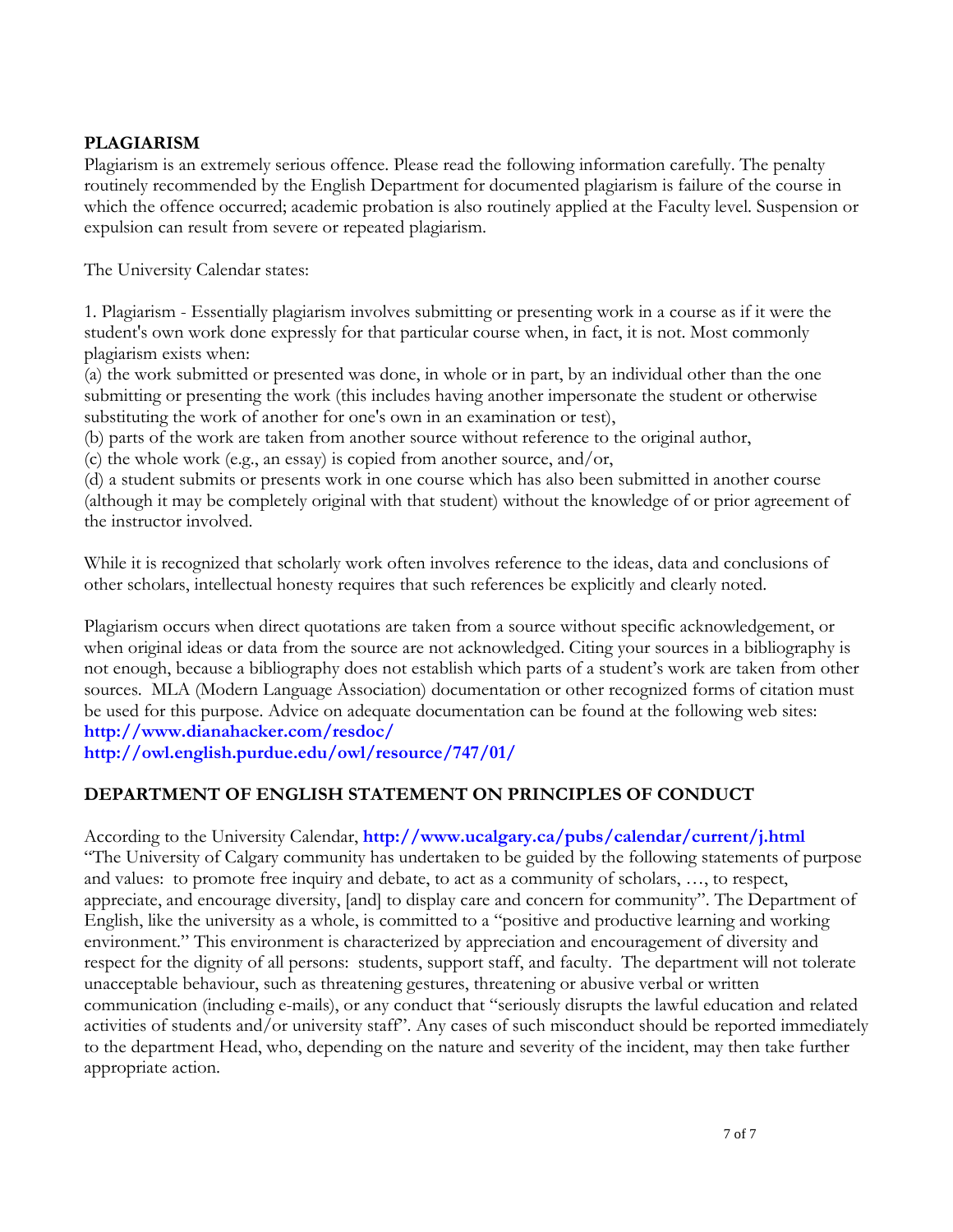## PLAGIARISM

Plagiarism is an extremely serious offence. Please read the following information carefully. The penalty routinely recommended by the English Department for documented plagiarism is failure of the course in which the offence occurred; academic probation is also routinely applied at the Faculty level. Suspension or expulsion can result from severe or repeated plagiarism.

The University Calendar states:

1. Plagiarism - Essentially plagiarism involves submitting or presenting work in a course as if it were the student's own work done expressly for that particular course when, in fact, it is not. Most commonly plagiarism exists when:

(a) the work submitted or presented was done, in whole or in part, by an individual other than the one submitting or presenting the work (this includes having another impersonate the student or otherwise substituting the work of another for one's own in an examination or test),
(b) parts of the work are taken from another source without reference to the original author,
(c) the whole work (e.g., an essay) is copied from another source, and/or,
(d) a student submits or presents work in one course which has also been submitted in another course (although it may be completely original with that student) without the knowledge of or prior agreement of the instructor involved.

While it is recognized that scholarly work often involves reference to the ideas, data and conclusions of other scholars, intellectual honesty requires that such references be explicitly and clearly noted.

Plagiarism occurs when direct quotations are taken from a source without specific acknowledgement, or when original ideas or data from the source are not acknowledged. Citing your sources in a bibliography is not enough, because a bibliography does not establish which parts of a student's work are taken from other sources. MLA (Modern Language Association) documentation or other recognized forms of citation must be used for this purpose. Advice on adequate documentation can be found at the following web sites:
**http://www.dianahacker.com/resdoc/**
**http://owl.english.purdue.edu/owl/resource/747/01/**

## DEPARTMENT OF ENGLISH STATEMENT ON PRINCIPLES OF CONDUCT

According to the University Calendar, **http://www.ucalgary.ca/pubs/calendar/current/j.html** "The University of Calgary community has undertaken to be guided by the following statements of purpose and values: to promote free inquiry and debate, to act as a community of scholars, …, to respect, appreciate, and encourage diversity, [and] to display care and concern for community". The Department of English, like the university as a whole, is committed to a "positive and productive learning and working environment." This environment is characterized by appreciation and encouragement of diversity and respect for the dignity of all persons: students, support staff, and faculty. The department will not tolerate unacceptable behaviour, such as threatening gestures, threatening or abusive verbal or written communication (including e-mails), or any conduct that "seriously disrupts the lawful education and related activities of students and/or university staff". Any cases of such misconduct should be reported immediately to the department Head, who, depending on the nature and severity of the incident, may then take further appropriate action.